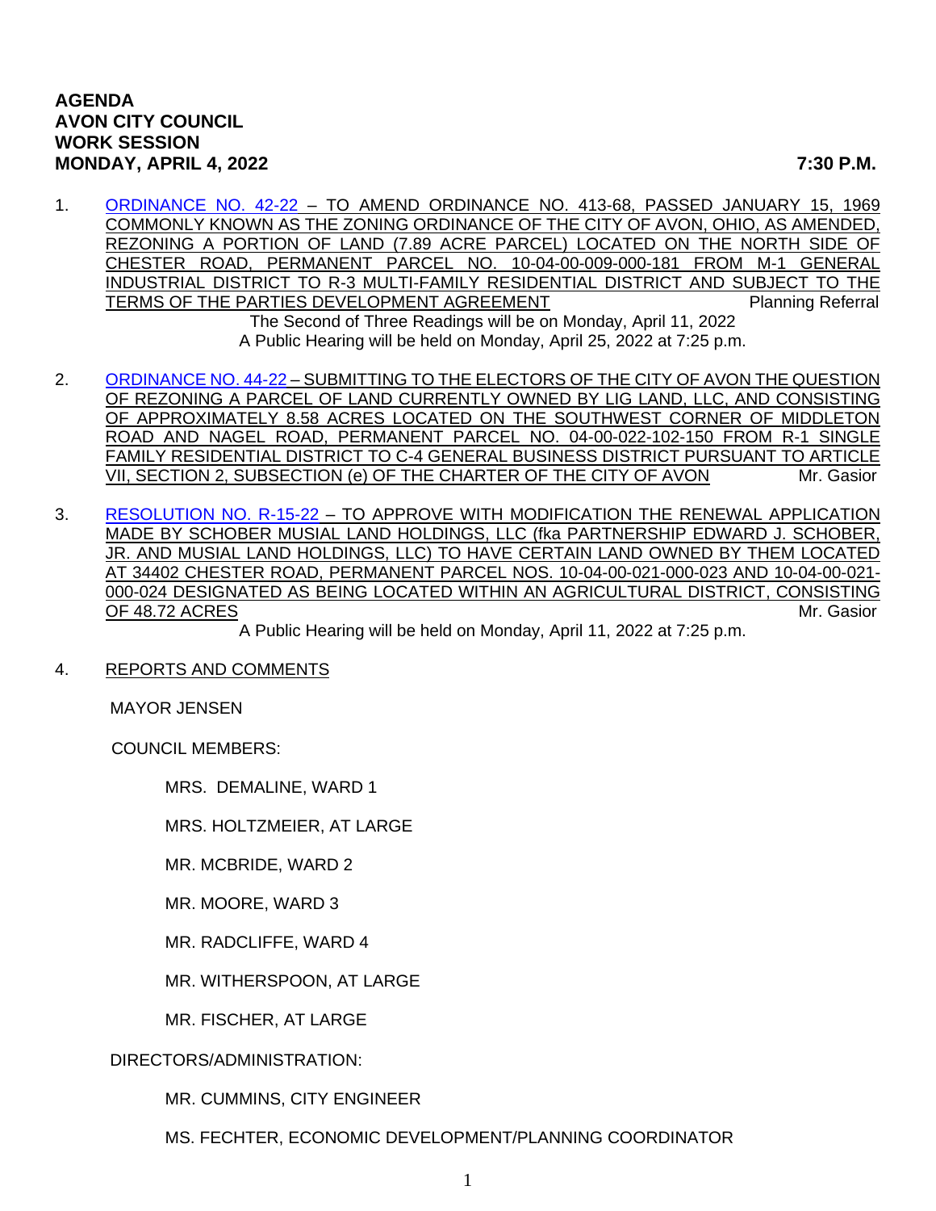**AGENDA**
**AVON CITY COUNCIL**
**WORK SESSION**
**MONDAY, APRIL 4, 2022 7:30 P.M.**

1. ORDINANCE NO. 42-22 – TO AMEND ORDINANCE NO. 413-68, PASSED JANUARY 15, 1969 COMMONLY KNOWN AS THE ZONING ORDINANCE OF THE CITY OF AVON, OHIO, AS AMENDED, REZONING A PORTION OF LAND (7.89 ACRE PARCEL) LOCATED ON THE NORTH SIDE OF CHESTER ROAD, PERMANENT PARCEL NO. 10-04-00-009-000-181 FROM M-1 GENERAL INDUSTRIAL DISTRICT TO R-3 MULTI-FAMILY RESIDENTIAL DISTRICT AND SUBJECT TO THE TERMS OF THE PARTIES DEVELOPMENT AGREEMENT — Planning Referral
   The Second of Three Readings will be on Monday, April 11, 2022
   A Public Hearing will be held on Monday, April 25, 2022 at 7:25 p.m.

2. ORDINANCE NO. 44-22 – SUBMITTING TO THE ELECTORS OF THE CITY OF AVON THE QUESTION OF REZONING A PARCEL OF LAND CURRENTLY OWNED BY LIG LAND, LLC, AND CONSISTING OF APPROXIMATELY 8.58 ACRES LOCATED ON THE SOUTHWEST CORNER OF MIDDLETON ROAD AND NAGEL ROAD, PERMANENT PARCEL NO. 04-00-022-102-150 FROM R-1 SINGLE FAMILY RESIDENTIAL DISTRICT TO C-4 GENERAL BUSINESS DISTRICT PURSUANT TO ARTICLE VII, SECTION 2, SUBSECTION (e) OF THE CHARTER OF THE CITY OF AVON — Mr. Gasior

3. RESOLUTION NO. R-15-22 – TO APPROVE WITH MODIFICATION THE RENEWAL APPLICATION MADE BY SCHOBER MUSIAL LAND HOLDINGS, LLC (fka PARTNERSHIP EDWARD J. SCHOBER, JR. AND MUSIAL LAND HOLDINGS, LLC) TO HAVE CERTAIN LAND OWNED BY THEM LOCATED AT 34402 CHESTER ROAD, PERMANENT PARCEL NOS. 10-04-00-021-000-023 AND 10-04-00-021-000-024 DESIGNATED AS BEING LOCATED WITHIN AN AGRICULTURAL DISTRICT, CONSISTING OF 48.72 ACRES — Mr. Gasior
   A Public Hearing will be held on Monday, April 11, 2022 at 7:25 p.m.

4. REPORTS AND COMMENTS

   MAYOR JENSEN

   COUNCIL MEMBERS:

   - MRS. DEMALINE, WARD 1
   - MRS. HOLTZMEIER, AT LARGE
   - MR. MCBRIDE, WARD 2
   - MR. MOORE, WARD 3
   - MR. RADCLIFFE, WARD 4
   - MR. WITHERSPOON, AT LARGE
   - MR. FISCHER, AT LARGE

   DIRECTORS/ADMINISTRATION:

   - MR. CUMMINS, CITY ENGINEER
   - MS. FECHTER, ECONOMIC DEVELOPMENT/PLANNING COORDINATOR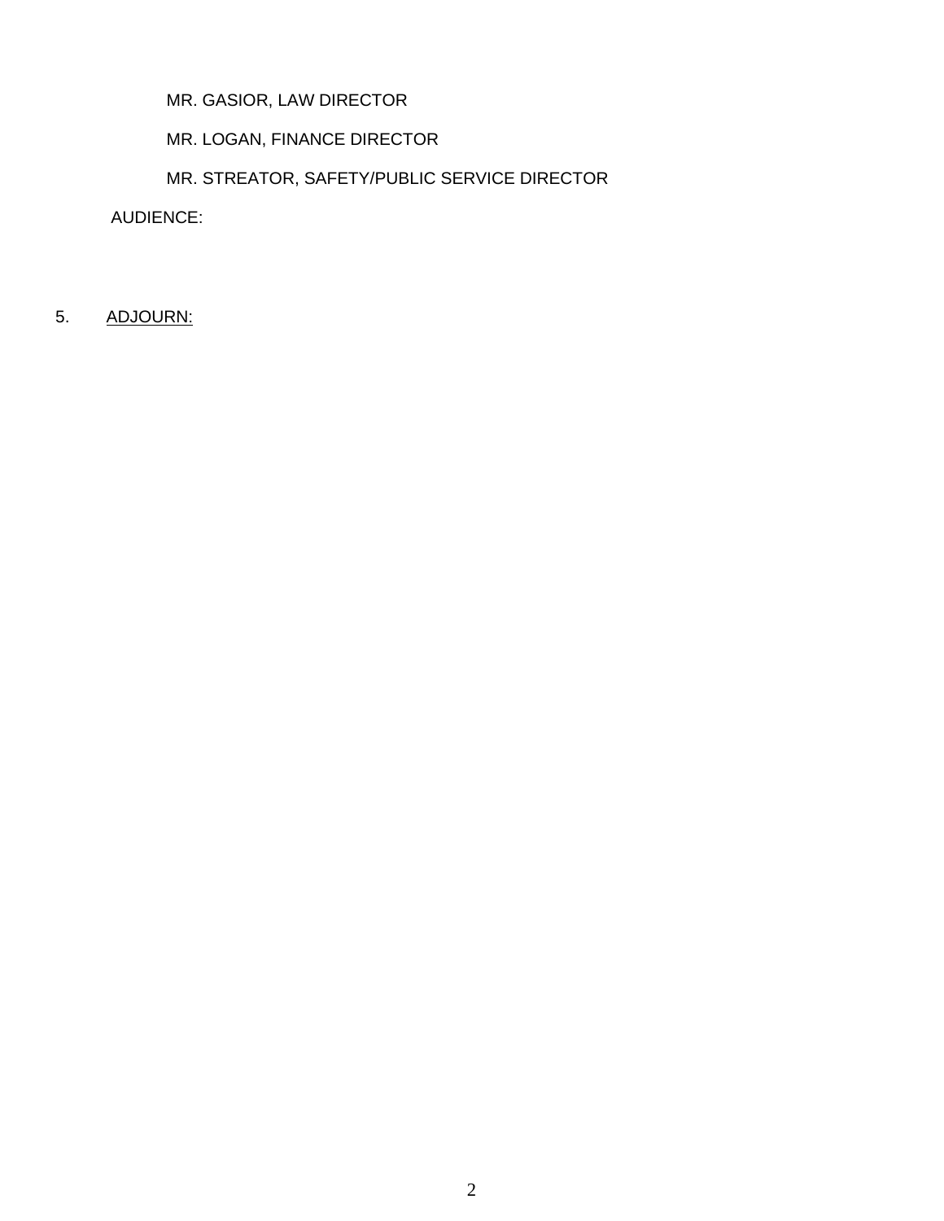MR. GASIOR, LAW DIRECTOR

MR. LOGAN, FINANCE DIRECTOR

MR. STREATOR, SAFETY/PUBLIC SERVICE DIRECTOR

AUDIENCE:

5. ADJOURN: